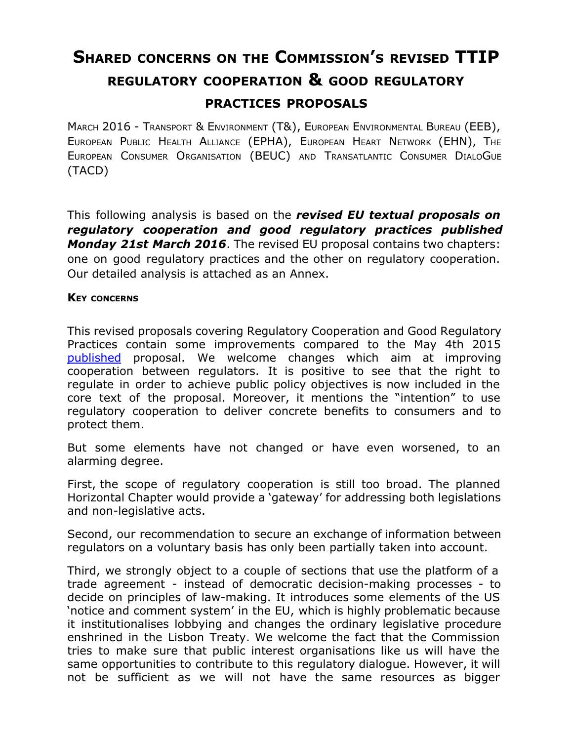# Shared concerns on the Commission's revised TTIP regulatory cooperation & good regulatory practices proposals

March 2016 - Transport & Environment (T&), European Environmental Bureau (EEB), European Public Health Alliance (EPHA), European Heart Network (EHN), The European Consumer Organisation (BEUC) and Transatlantic Consumer DialoGue (TACD)

This following analysis is based on the ***revised EU textual proposals on regulatory cooperation and good regulatory practices published Monday 21st March 2016***. The revised EU proposal contains two chapters: one on good regulatory practices and the other on regulatory cooperation. Our detailed analysis is attached as an Annex.

**Key concerns**

This revised proposals covering Regulatory Cooperation and Good Regulatory Practices contain some improvements compared to the May 4th 2015 published proposal. We welcome changes which aim at improving cooperation between regulators. It is positive to see that the right to regulate in order to achieve public policy objectives is now included in the core text of the proposal. Moreover, it mentions the "intention" to use regulatory cooperation to deliver concrete benefits to consumers and to protect them.

But some elements have not changed or have even worsened, to an alarming degree.

First, the scope of regulatory cooperation is still too broad. The planned Horizontal Chapter would provide a 'gateway' for addressing both legislations and non-legislative acts.

Second, our recommendation to secure an exchange of information between regulators on a voluntary basis has only been partially taken into account.

Third, we strongly object to a couple of sections that use the platform of a trade agreement - instead of democratic decision-making processes - to decide on principles of law-making. It introduces some elements of the US 'notice and comment system' in the EU, which is highly problematic because it institutionalises lobbying and changes the ordinary legislative procedure enshrined in the Lisbon Treaty. We welcome the fact that the Commission tries to make sure that public interest organisations like us will have the same opportunities to contribute to this regulatory dialogue. However, it will not be sufficient as we will not have the same resources as bigger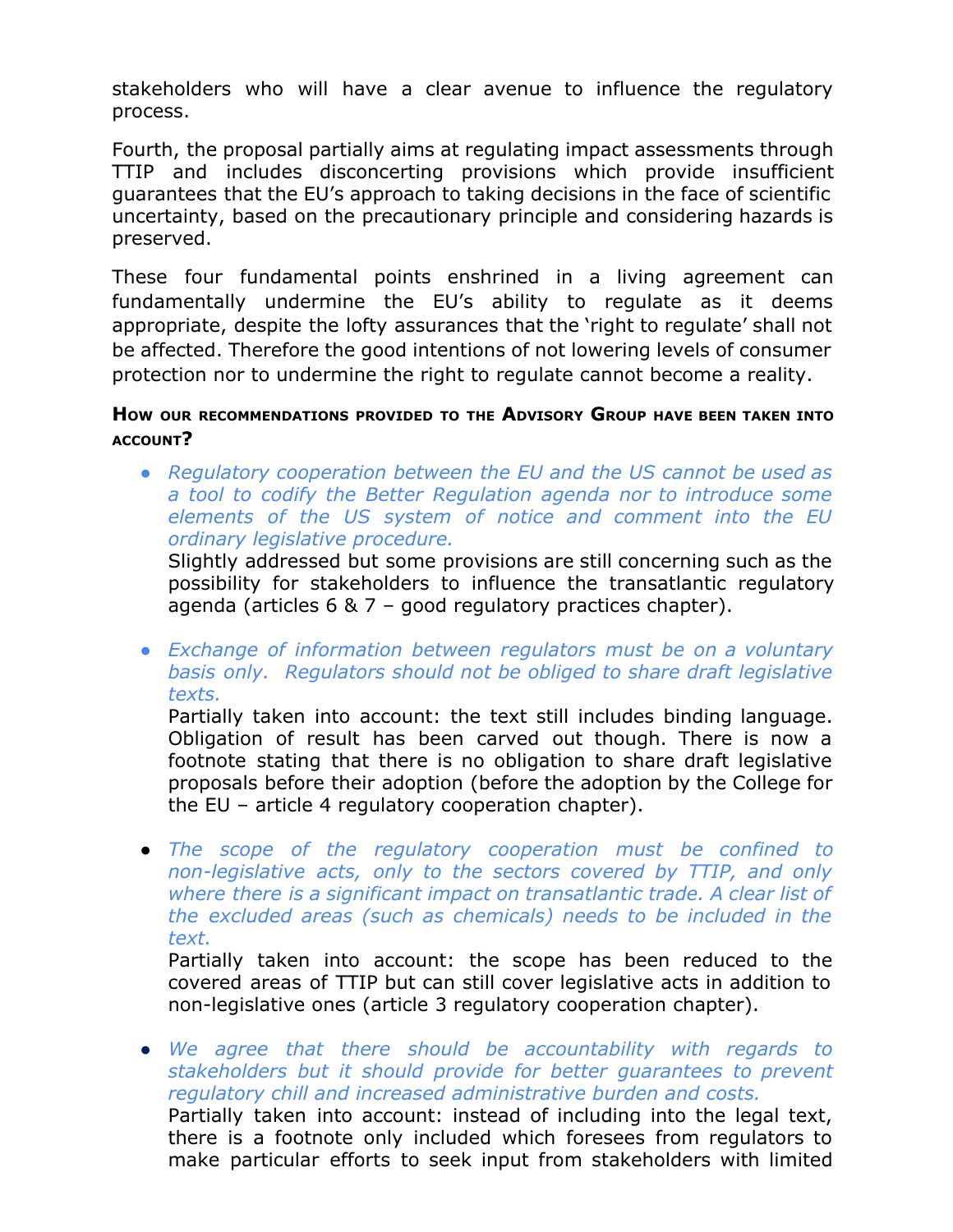stakeholders who will have a clear avenue to influence the regulatory process.

Fourth, the proposal partially aims at regulating impact assessments through TTIP and includes disconcerting provisions which provide insufficient guarantees that the EU's approach to taking decisions in the face of scientific uncertainty, based on the precautionary principle and considering hazards is preserved.

These four fundamental points enshrined in a living agreement can fundamentally undermine the EU's ability to regulate as it deems appropriate, despite the lofty assurances that the 'right to regulate' shall not be affected. Therefore the good intentions of not lowering levels of consumer protection nor to undermine the right to regulate cannot become a reality.

**How our recommendations provided to the Advisory Group have been taken into account?**

- *Regulatory cooperation between the EU and the US cannot be used as a tool to codify the Better Regulation agenda nor to introduce some elements of the US system of notice and comment into the EU ordinary legislative procedure.*
  Slightly addressed but some provisions are still concerning such as the possibility for stakeholders to influence the transatlantic regulatory agenda (articles 6 & 7 – good regulatory practices chapter).

- *Exchange of information between regulators must be on a voluntary basis only. Regulators should not be obliged to share draft legislative texts.*
  Partially taken into account: the text still includes binding language. Obligation of result has been carved out though. There is now a footnote stating that there is no obligation to share draft legislative proposals before their adoption (before the adoption by the College for the EU – article 4 regulatory cooperation chapter).

- *The scope of the regulatory cooperation must be confined to non-legislative acts, only to the sectors covered by TTIP, and only where there is a significant impact on transatlantic trade. A clear list of the excluded areas (such as chemicals) needs to be included in the text.*
  Partially taken into account: the scope has been reduced to the covered areas of TTIP but can still cover legislative acts in addition to non-legislative ones (article 3 regulatory cooperation chapter).

- *We agree that there should be accountability with regards to stakeholders but it should provide for better guarantees to prevent regulatory chill and increased administrative burden and costs.*
  Partially taken into account: instead of including into the legal text, there is a footnote only included which foresees from regulators to make particular efforts to seek input from stakeholders with limited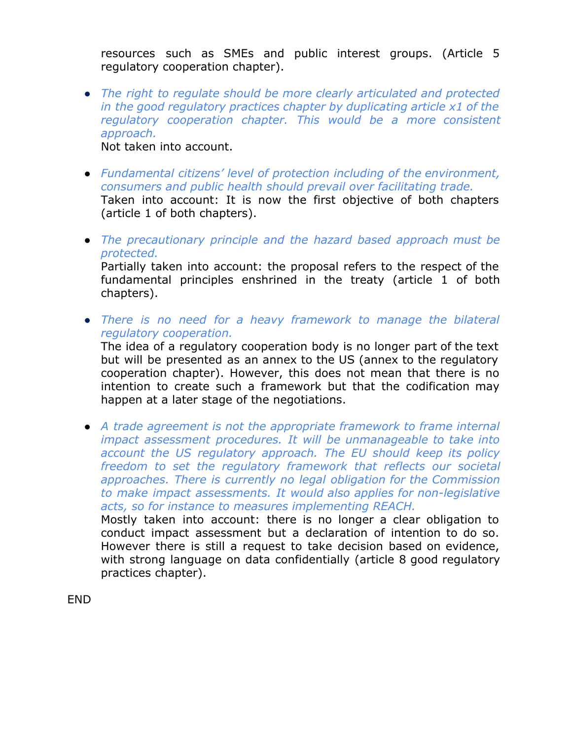resources such as SMEs and public interest groups. (Article 5 regulatory cooperation chapter).

- *The right to regulate should be more clearly articulated and protected in the good regulatory practices chapter by duplicating article x1 of the regulatory cooperation chapter. This would be a more consistent approach.*
  Not taken into account.

- *Fundamental citizens' level of protection including of the environment, consumers and public health should prevail over facilitating trade.*
  Taken into account: It is now the first objective of both chapters (article 1 of both chapters).

- *The precautionary principle and the hazard based approach must be protected.*
  Partially taken into account: the proposal refers to the respect of the fundamental principles enshrined in the treaty (article 1 of both chapters).

- *There is no need for a heavy framework to manage the bilateral regulatory cooperation.*
  The idea of a regulatory cooperation body is no longer part of the text but will be presented as an annex to the US (annex to the regulatory cooperation chapter). However, this does not mean that there is no intention to create such a framework but that the codification may happen at a later stage of the negotiations.

- *A trade agreement is not the appropriate framework to frame internal impact assessment procedures. It will be unmanageable to take into account the US regulatory approach. The EU should keep its policy freedom to set the regulatory framework that reflects our societal approaches. There is currently no legal obligation for the Commission to make impact assessments. It would also applies for non-legislative acts, so for instance to measures implementing REACH.*
  Mostly taken into account: there is no longer a clear obligation to conduct impact assessment but a declaration of intention to do so. However there is still a request to take decision based on evidence, with strong language on data confidentially (article 8 good regulatory practices chapter).

END